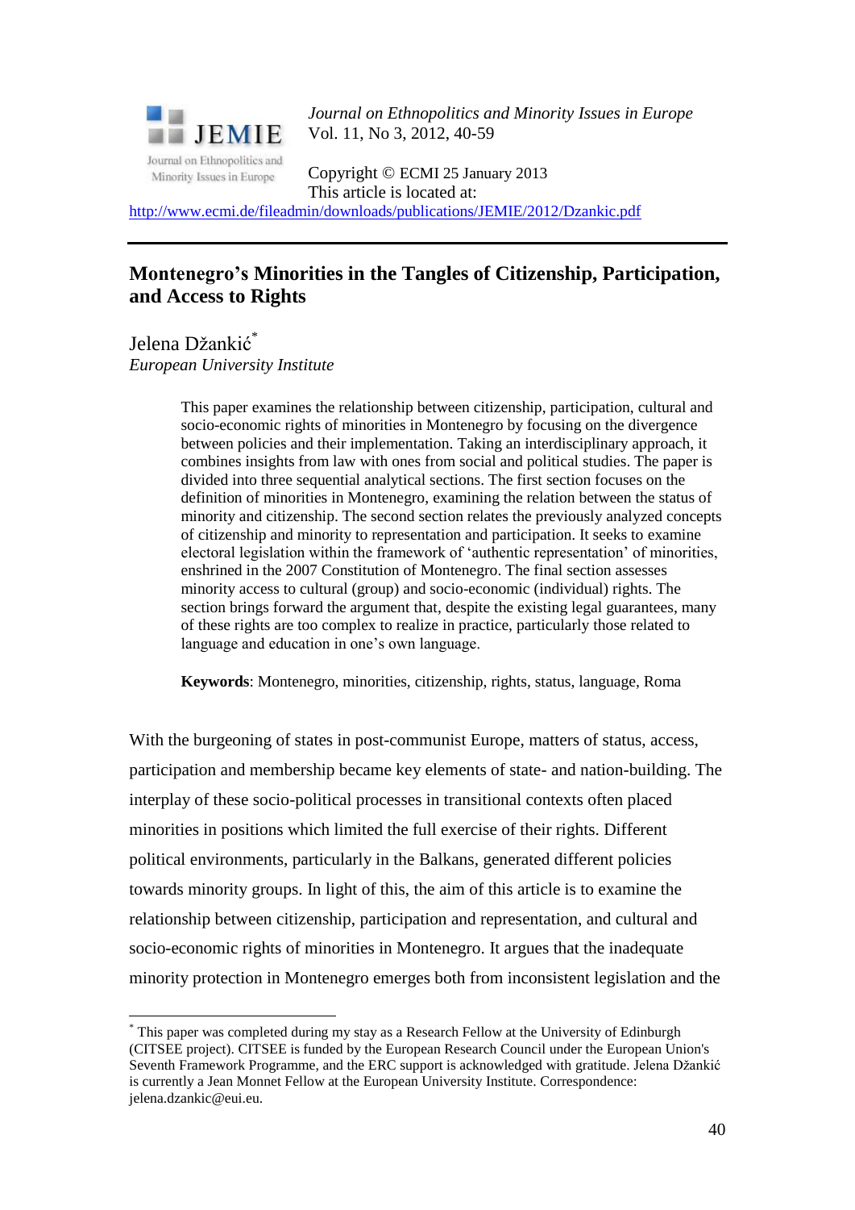*Journal on Ethnopolitics and Minority Issues in Europe*
Vol. 11, No 3, 2012, 40-59

Copyright © ECMI 25 January 2013
This article is located at:
http://www.ecmi.de/fileadmin/downloads/publications/JEMIE/2012/Dzankic.pdf

---

# Montenegro's Minorities in the Tangles of Citizenship, Participation, and Access to Rights

Jelena Džankić[*]
*European University Institute*

> This paper examines the relationship between citizenship, participation, cultural and socio-economic rights of minorities in Montenegro by focusing on the divergence between policies and their implementation. Taking an interdisciplinary approach, it combines insights from law with ones from social and political studies. The paper is divided into three sequential analytical sections. The first section focuses on the definition of minorities in Montenegro, examining the relation between the status of minority and citizenship. The second section relates the previously analyzed concepts of citizenship and minority to representation and participation. It seeks to examine electoral legislation within the framework of 'authentic representation' of minorities, enshrined in the 2007 Constitution of Montenegro. The final section assesses minority access to cultural (group) and socio-economic (individual) rights. The section brings forward the argument that, despite the existing legal guarantees, many of these rights are too complex to realize in practice, particularly those related to language and education in one's own language.
>
> **Keywords**: Montenegro, minorities, citizenship, rights, status, language, Roma

With the burgeoning of states in post-communist Europe, matters of status, access, participation and membership became key elements of state- and nation-building. The interplay of these socio-political processes in transitional contexts often placed minorities in positions which limited the full exercise of their rights. Different political environments, particularly in the Balkans, generated different policies towards minority groups. In light of this, the aim of this article is to examine the relationship between citizenship, participation and representation, and cultural and socio-economic rights of minorities in Montenegro. It argues that the inadequate minority protection in Montenegro emerges both from inconsistent legislation and the

---

[*] This paper was completed during my stay as a Research Fellow at the University of Edinburgh (CITSEE project). CITSEE is funded by the European Research Council under the European Union's Seventh Framework Programme, and the ERC support is acknowledged with gratitude. Jelena Džankić is currently a Jean Monnet Fellow at the European University Institute. Correspondence: jelena.dzankic@eui.eu.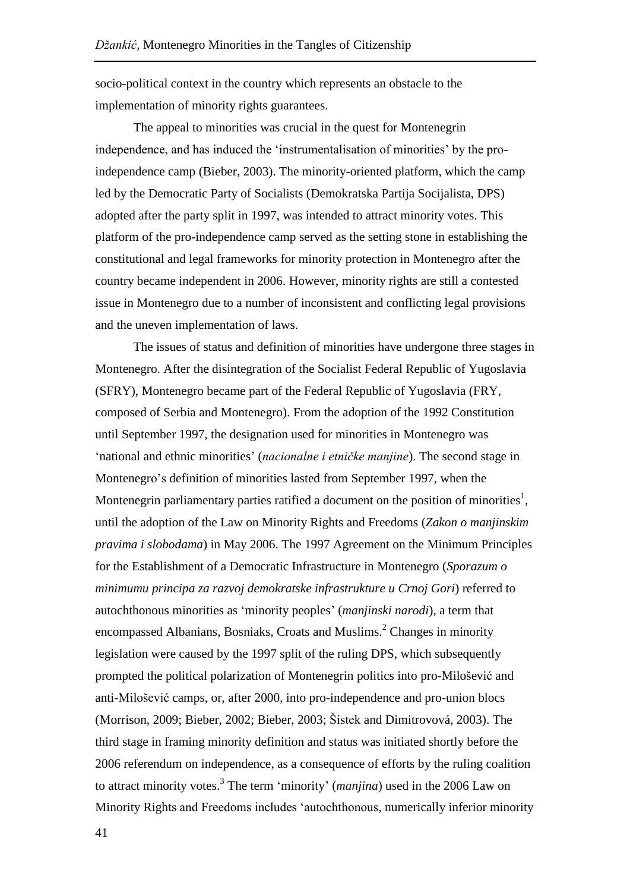socio-political context in the country which represents an obstacle to the implementation of minority rights guarantees.

The appeal to minorities was crucial in the quest for Montenegrin independence, and has induced the 'instrumentalisation of minorities' by the pro-independence camp (Bieber, 2003). The minority-oriented platform, which the camp led by the Democratic Party of Socialists (Demokratska Partija Socijalista, DPS) adopted after the party split in 1997, was intended to attract minority votes. This platform of the pro-independence camp served as the setting stone in establishing the constitutional and legal frameworks for minority protection in Montenegro after the country became independent in 2006. However, minority rights are still a contested issue in Montenegro due to a number of inconsistent and conflicting legal provisions and the uneven implementation of laws.

The issues of status and definition of minorities have undergone three stages in Montenegro. After the disintegration of the Socialist Federal Republic of Yugoslavia (SFRY), Montenegro became part of the Federal Republic of Yugoslavia (FRY, composed of Serbia and Montenegro). From the adoption of the 1992 Constitution until September 1997, the designation used for minorities in Montenegro was 'national and ethnic minorities' (*nacionalne i etničke manjine*). The second stage in Montenegro's definition of minorities lasted from September 1997, when the Montenegrin parliamentary parties ratified a document on the position of minorities[1], until the adoption of the Law on Minority Rights and Freedoms (*Zakon o manjinskim pravima i slobodama*) in May 2006. The 1997 Agreement on the Minimum Principles for the Establishment of a Democratic Infrastructure in Montenegro (*Sporazum o minimumu principa za razvoj demokratske infrastrukture u Crnoj Gori*) referred to autochthonous minorities as 'minority peoples' (*manjinski narodi*), a term that encompassed Albanians, Bosniaks, Croats and Muslims.[2] Changes in minority legislation were caused by the 1997 split of the ruling DPS, which subsequently prompted the political polarization of Montenegrin politics into pro-Milošević and anti-Milošević camps, or, after 2000, into pro-independence and pro-union blocs (Morrison, 2009; Bieber, 2002; Bieber, 2003; Šístek and Dimitrovová, 2003). The third stage in framing minority definition and status was initiated shortly before the 2006 referendum on independence, as a consequence of efforts by the ruling coalition to attract minority votes.[3] The term 'minority' (*manjina*) used in the 2006 Law on Minority Rights and Freedoms includes 'autochthonous, numerically inferior minority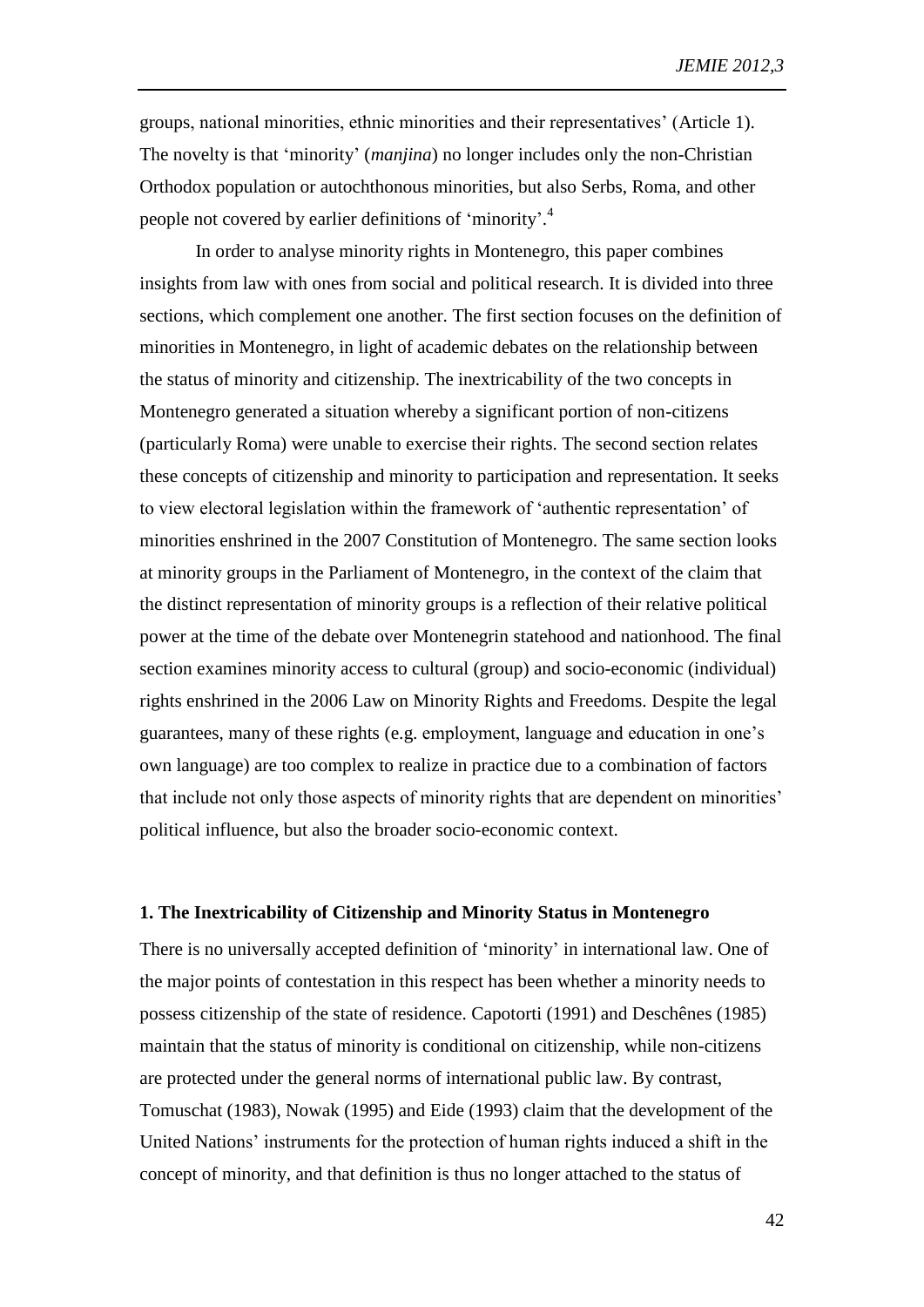groups, national minorities, ethnic minorities and their representatives' (Article 1). The novelty is that 'minority' (*manjina*) no longer includes only the non-Christian Orthodox population or autochthonous minorities, but also Serbs, Roma, and other people not covered by earlier definitions of 'minority'.[4]

In order to analyse minority rights in Montenegro, this paper combines insights from law with ones from social and political research. It is divided into three sections, which complement one another. The first section focuses on the definition of minorities in Montenegro, in light of academic debates on the relationship between the status of minority and citizenship. The inextricability of the two concepts in Montenegro generated a situation whereby a significant portion of non-citizens (particularly Roma) were unable to exercise their rights. The second section relates these concepts of citizenship and minority to participation and representation. It seeks to view electoral legislation within the framework of 'authentic representation' of minorities enshrined in the 2007 Constitution of Montenegro. The same section looks at minority groups in the Parliament of Montenegro, in the context of the claim that the distinct representation of minority groups is a reflection of their relative political power at the time of the debate over Montenegrin statehood and nationhood. The final section examines minority access to cultural (group) and socio-economic (individual) rights enshrined in the 2006 Law on Minority Rights and Freedoms. Despite the legal guarantees, many of these rights (e.g. employment, language and education in one's own language) are too complex to realize in practice due to a combination of factors that include not only those aspects of minority rights that are dependent on minorities' political influence, but also the broader socio-economic context.

## 1. The Inextricability of Citizenship and Minority Status in Montenegro

There is no universally accepted definition of 'minority' in international law. One of the major points of contestation in this respect has been whether a minority needs to possess citizenship of the state of residence. Capotorti (1991) and Deschênes (1985) maintain that the status of minority is conditional on citizenship, while non-citizens are protected under the general norms of international public law. By contrast, Tomuschat (1983), Nowak (1995) and Eide (1993) claim that the development of the United Nations' instruments for the protection of human rights induced a shift in the concept of minority, and that definition is thus no longer attached to the status of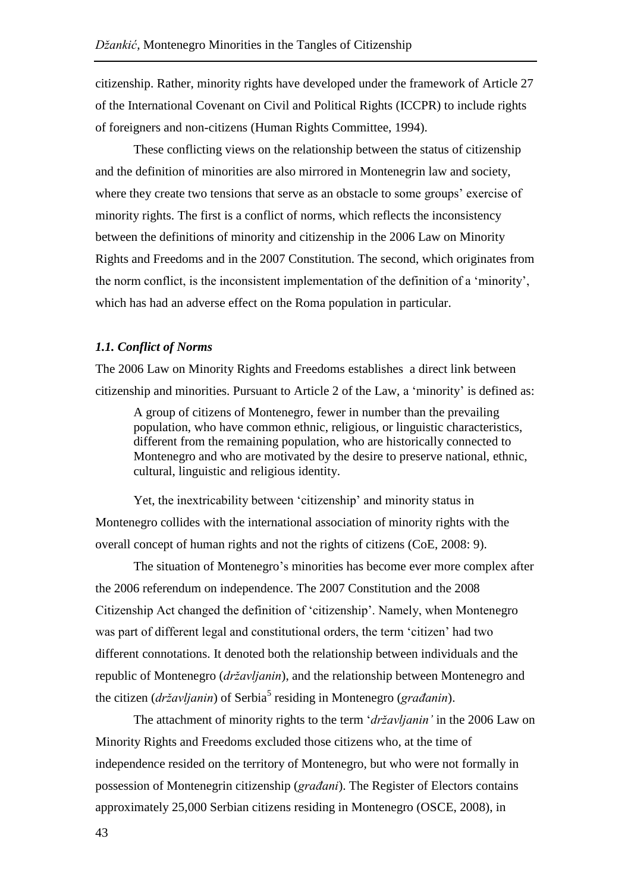citizenship. Rather, minority rights have developed under the framework of Article 27 of the International Covenant on Civil and Political Rights (ICCPR) to include rights of foreigners and non-citizens (Human Rights Committee, 1994).

These conflicting views on the relationship between the status of citizenship and the definition of minorities are also mirrored in Montenegrin law and society, where they create two tensions that serve as an obstacle to some groups' exercise of minority rights. The first is a conflict of norms, which reflects the inconsistency between the definitions of minority and citizenship in the 2006 Law on Minority Rights and Freedoms and in the 2007 Constitution. The second, which originates from the norm conflict, is the inconsistent implementation of the definition of a 'minority', which has had an adverse effect on the Roma population in particular.

### *1.1. Conflict of Norms*

The 2006 Law on Minority Rights and Freedoms establishes a direct link between citizenship and minorities. Pursuant to Article 2 of the Law, a 'minority' is defined as:

> A group of citizens of Montenegro, fewer in number than the prevailing population, who have common ethnic, religious, or linguistic characteristics, different from the remaining population, who are historically connected to Montenegro and who are motivated by the desire to preserve national, ethnic, cultural, linguistic and religious identity.

Yet, the inextricability between 'citizenship' and minority status in Montenegro collides with the international association of minority rights with the overall concept of human rights and not the rights of citizens (CoE, 2008: 9).

The situation of Montenegro's minorities has become ever more complex after the 2006 referendum on independence. The 2007 Constitution and the 2008 Citizenship Act changed the definition of 'citizenship'. Namely, when Montenegro was part of different legal and constitutional orders, the term 'citizen' had two different connotations. It denoted both the relationship between individuals and the republic of Montenegro (*državljanin*), and the relationship between Montenegro and the citizen (*državljanin*) of Serbia[5] residing in Montenegro (*građanin*).

The attachment of minority rights to the term '*državljanin'* in the 2006 Law on Minority Rights and Freedoms excluded those citizens who, at the time of independence resided on the territory of Montenegro, but who were not formally in possession of Montenegrin citizenship (*građani*). The Register of Electors contains approximately 25,000 Serbian citizens residing in Montenegro (OSCE, 2008), in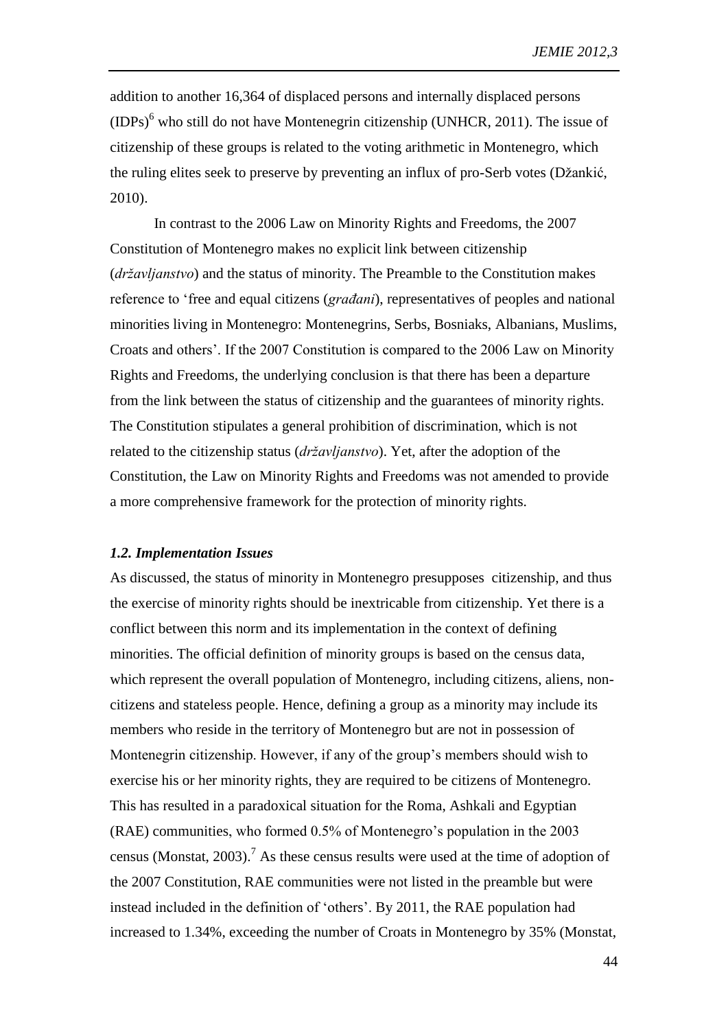addition to another 16,364 of displaced persons and internally displaced persons (IDPs)[6] who still do not have Montenegrin citizenship (UNHCR, 2011). The issue of citizenship of these groups is related to the voting arithmetic in Montenegro, which the ruling elites seek to preserve by preventing an influx of pro-Serb votes (Džankić, 2010).

In contrast to the 2006 Law on Minority Rights and Freedoms, the 2007 Constitution of Montenegro makes no explicit link between citizenship (*državljanstvo*) and the status of minority. The Preamble to the Constitution makes reference to 'free and equal citizens (*građani*), representatives of peoples and national minorities living in Montenegro: Montenegrins, Serbs, Bosniaks, Albanians, Muslims, Croats and others'. If the 2007 Constitution is compared to the 2006 Law on Minority Rights and Freedoms, the underlying conclusion is that there has been a departure from the link between the status of citizenship and the guarantees of minority rights. The Constitution stipulates a general prohibition of discrimination, which is not related to the citizenship status (*državljanstvo*). Yet, after the adoption of the Constitution, the Law on Minority Rights and Freedoms was not amended to provide a more comprehensive framework for the protection of minority rights.

### *1.2. Implementation Issues*

As discussed, the status of minority in Montenegro presupposes citizenship, and thus the exercise of minority rights should be inextricable from citizenship. Yet there is a conflict between this norm and its implementation in the context of defining minorities. The official definition of minority groups is based on the census data, which represent the overall population of Montenegro, including citizens, aliens, non-citizens and stateless people. Hence, defining a group as a minority may include its members who reside in the territory of Montenegro but are not in possession of Montenegrin citizenship. However, if any of the group's members should wish to exercise his or her minority rights, they are required to be citizens of Montenegro. This has resulted in a paradoxical situation for the Roma, Ashkali and Egyptian (RAE) communities, who formed 0.5% of Montenegro's population in the 2003 census (Monstat, 2003).[7] As these census results were used at the time of adoption of the 2007 Constitution, RAE communities were not listed in the preamble but were instead included in the definition of 'others'. By 2011, the RAE population had increased to 1.34%, exceeding the number of Croats in Montenegro by 35% (Monstat,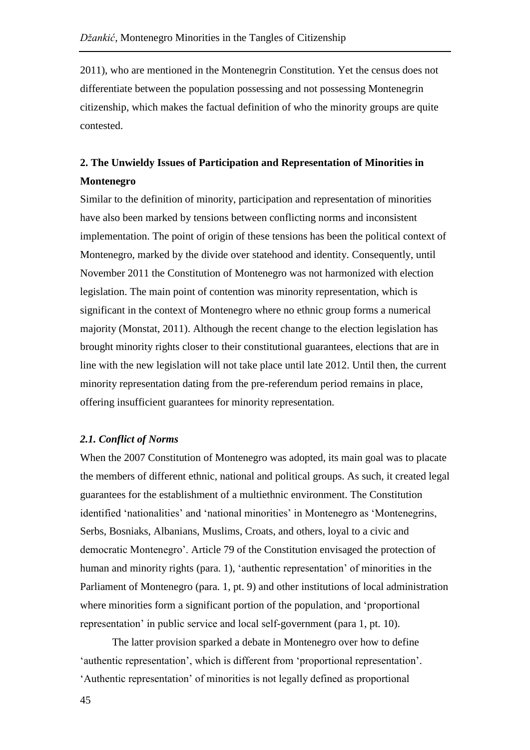2011), who are mentioned in the Montenegrin Constitution. Yet the census does not differentiate between the population possessing and not possessing Montenegrin citizenship, which makes the factual definition of who the minority groups are quite contested.

## 2. The Unwieldy Issues of Participation and Representation of Minorities in Montenegro

Similar to the definition of minority, participation and representation of minorities have also been marked by tensions between conflicting norms and inconsistent implementation. The point of origin of these tensions has been the political context of Montenegro, marked by the divide over statehood and identity. Consequently, until November 2011 the Constitution of Montenegro was not harmonized with election legislation. The main point of contention was minority representation, which is significant in the context of Montenegro where no ethnic group forms a numerical majority (Monstat, 2011). Although the recent change to the election legislation has brought minority rights closer to their constitutional guarantees, elections that are in line with the new legislation will not take place until late 2012. Until then, the current minority representation dating from the pre-referendum period remains in place, offering insufficient guarantees for minority representation.

### *2.1. Conflict of Norms*

When the 2007 Constitution of Montenegro was adopted, its main goal was to placate the members of different ethnic, national and political groups. As such, it created legal guarantees for the establishment of a multiethnic environment. The Constitution identified 'nationalities' and 'national minorities' in Montenegro as 'Montenegrins, Serbs, Bosniaks, Albanians, Muslims, Croats, and others, loyal to a civic and democratic Montenegro'. Article 79 of the Constitution envisaged the protection of human and minority rights (para. 1), 'authentic representation' of minorities in the Parliament of Montenegro (para. 1, pt. 9) and other institutions of local administration where minorities form a significant portion of the population, and 'proportional representation' in public service and local self-government (para 1, pt. 10).

The latter provision sparked a debate in Montenegro over how to define 'authentic representation', which is different from 'proportional representation'. 'Authentic representation' of minorities is not legally defined as proportional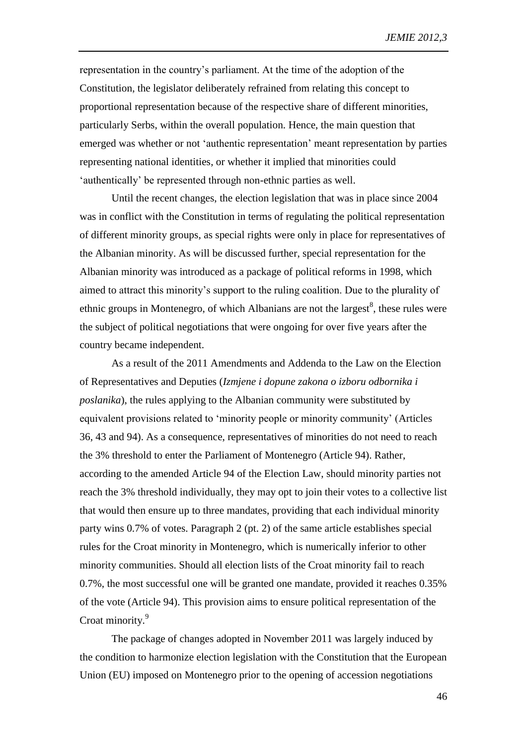representation in the country's parliament. At the time of the adoption of the Constitution, the legislator deliberately refrained from relating this concept to proportional representation because of the respective share of different minorities, particularly Serbs, within the overall population. Hence, the main question that emerged was whether or not 'authentic representation' meant representation by parties representing national identities, or whether it implied that minorities could 'authentically' be represented through non-ethnic parties as well.

Until the recent changes, the election legislation that was in place since 2004 was in conflict with the Constitution in terms of regulating the political representation of different minority groups, as special rights were only in place for representatives of the Albanian minority. As will be discussed further, special representation for the Albanian minority was introduced as a package of political reforms in 1998, which aimed to attract this minority's support to the ruling coalition. Due to the plurality of ethnic groups in Montenegro, of which Albanians are not the largest[8], these rules were the subject of political negotiations that were ongoing for over five years after the country became independent.

As a result of the 2011 Amendments and Addenda to the Law on the Election of Representatives and Deputies (*Izmjene i dopune zakona o izboru odbornika i poslanika*), the rules applying to the Albanian community were substituted by equivalent provisions related to 'minority people or minority community' (Articles 36, 43 and 94). As a consequence, representatives of minorities do not need to reach the 3% threshold to enter the Parliament of Montenegro (Article 94). Rather, according to the amended Article 94 of the Election Law, should minority parties not reach the 3% threshold individually, they may opt to join their votes to a collective list that would then ensure up to three mandates, providing that each individual minority party wins 0.7% of votes. Paragraph 2 (pt. 2) of the same article establishes special rules for the Croat minority in Montenegro, which is numerically inferior to other minority communities. Should all election lists of the Croat minority fail to reach 0.7%, the most successful one will be granted one mandate, provided it reaches 0.35% of the vote (Article 94). This provision aims to ensure political representation of the Croat minority.[9]

The package of changes adopted in November 2011 was largely induced by the condition to harmonize election legislation with the Constitution that the European Union (EU) imposed on Montenegro prior to the opening of accession negotiations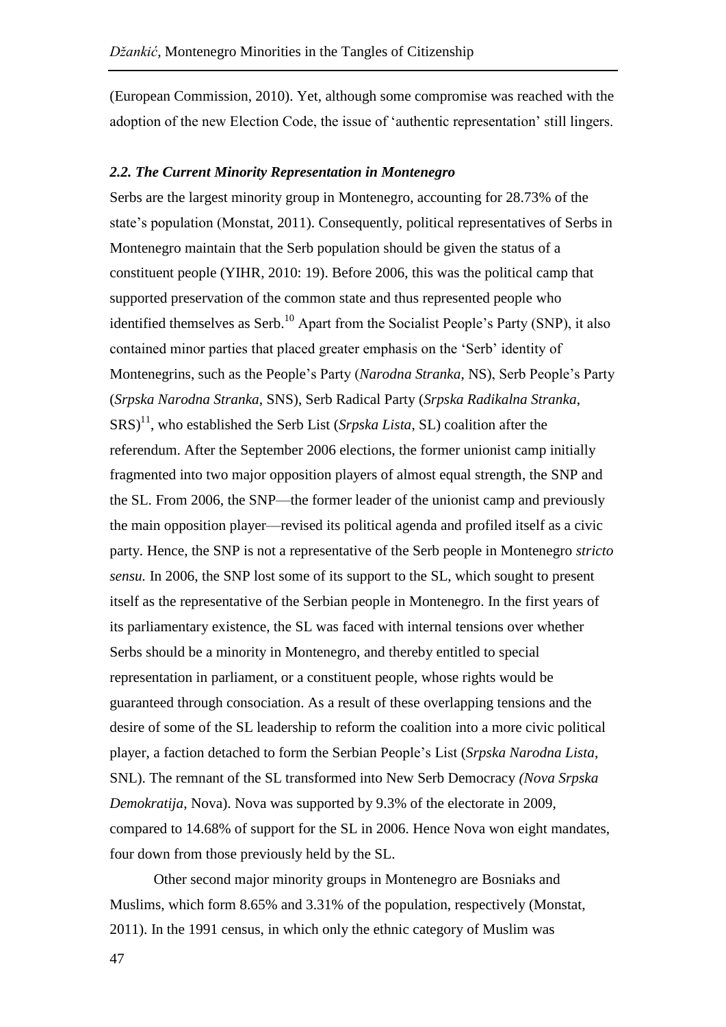(European Commission, 2010). Yet, although some compromise was reached with the adoption of the new Election Code, the issue of 'authentic representation' still lingers.

### *2.2. The Current Minority Representation in Montenegro*

Serbs are the largest minority group in Montenegro, accounting for 28.73% of the state's population (Monstat, 2011). Consequently, political representatives of Serbs in Montenegro maintain that the Serb population should be given the status of a constituent people (YIHR, 2010: 19). Before 2006, this was the political camp that supported preservation of the common state and thus represented people who identified themselves as Serb.[10] Apart from the Socialist People's Party (SNP), it also contained minor parties that placed greater emphasis on the 'Serb' identity of Montenegrins, such as the People's Party (*Narodna Stranka*, NS), Serb People's Party (*Srpska Narodna Stranka*, SNS), Serb Radical Party (*Srpska Radikalna Stranka*, SRS)[11], who established the Serb List (*Srpska Lista*, SL) coalition after the referendum. After the September 2006 elections, the former unionist camp initially fragmented into two major opposition players of almost equal strength, the SNP and the SL. From 2006, the SNP—the former leader of the unionist camp and previously the main opposition player—revised its political agenda and profiled itself as a civic party. Hence, the SNP is not a representative of the Serb people in Montenegro *stricto sensu.* In 2006, the SNP lost some of its support to the SL, which sought to present itself as the representative of the Serbian people in Montenegro. In the first years of its parliamentary existence, the SL was faced with internal tensions over whether Serbs should be a minority in Montenegro, and thereby entitled to special representation in parliament, or a constituent people, whose rights would be guaranteed through consociation. As a result of these overlapping tensions and the desire of some of the SL leadership to reform the coalition into a more civic political player, a faction detached to form the Serbian People's List (*Srpska Narodna Lista*, SNL). The remnant of the SL transformed into New Serb Democracy *(Nova Srpska Demokratija*, Nova). Nova was supported by 9.3% of the electorate in 2009, compared to 14.68% of support for the SL in 2006. Hence Nova won eight mandates, four down from those previously held by the SL.

Other second major minority groups in Montenegro are Bosniaks and Muslims, which form 8.65% and 3.31% of the population, respectively (Monstat, 2011). In the 1991 census, in which only the ethnic category of Muslim was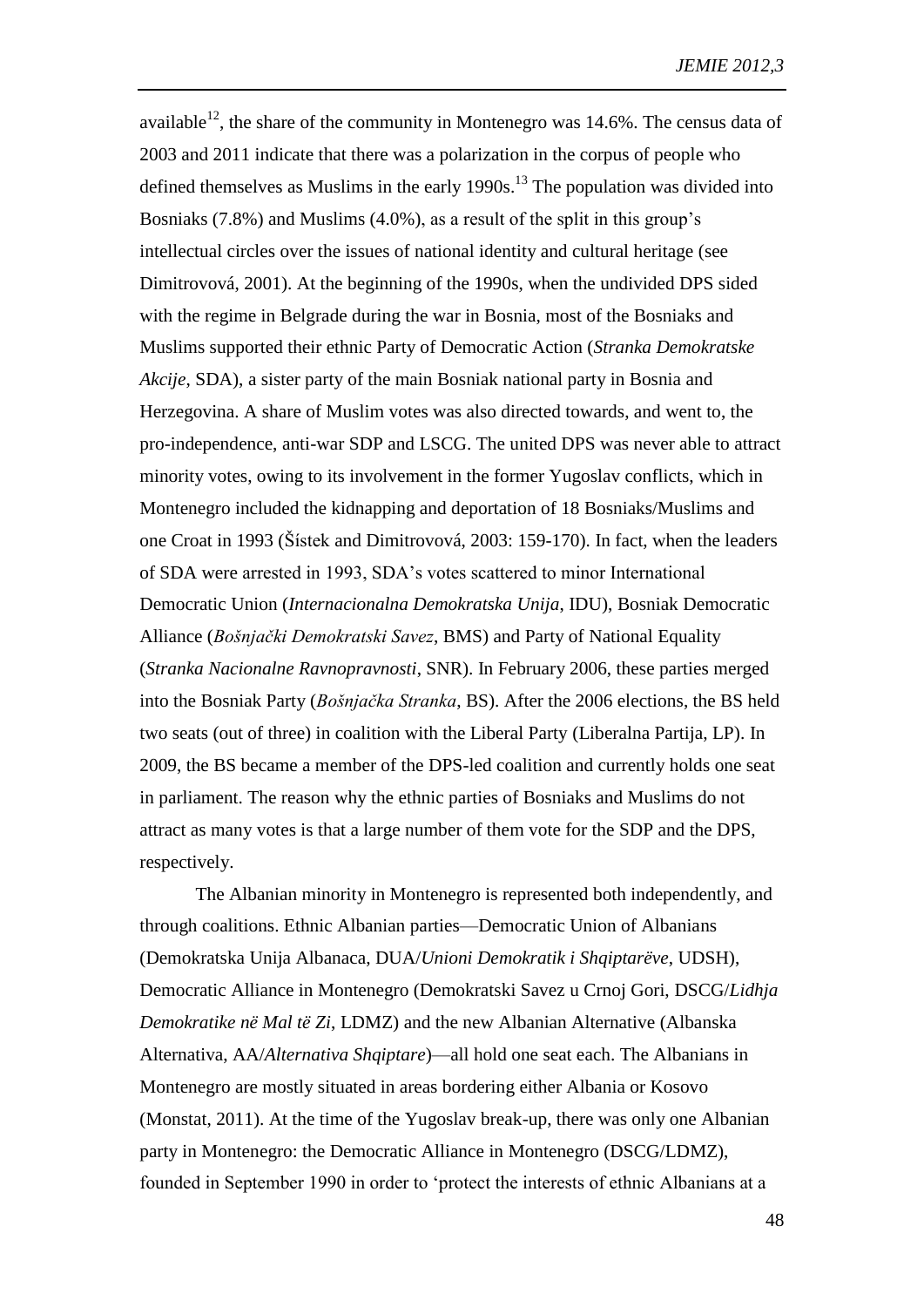available[12], the share of the community in Montenegro was 14.6%. The census data of 2003 and 2011 indicate that there was a polarization in the corpus of people who defined themselves as Muslims in the early 1990s.[13] The population was divided into Bosniaks (7.8%) and Muslims (4.0%), as a result of the split in this group's intellectual circles over the issues of national identity and cultural heritage (see Dimitrovová, 2001). At the beginning of the 1990s, when the undivided DPS sided with the regime in Belgrade during the war in Bosnia, most of the Bosniaks and Muslims supported their ethnic Party of Democratic Action (*Stranka Demokratske Akcije*, SDA), a sister party of the main Bosniak national party in Bosnia and Herzegovina. A share of Muslim votes was also directed towards, and went to, the pro-independence, anti-war SDP and LSCG. The united DPS was never able to attract minority votes, owing to its involvement in the former Yugoslav conflicts, which in Montenegro included the kidnapping and deportation of 18 Bosniaks/Muslims and one Croat in 1993 (Šístek and Dimitrovová, 2003: 159-170). In fact, when the leaders of SDA were arrested in 1993, SDA's votes scattered to minor International Democratic Union (*Internacionalna Demokratska Unija*, IDU), Bosniak Democratic Alliance (*Bošnjački Demokratski Savez*, BMS) and Party of National Equality (*Stranka Nacionalne Ravnopravnosti*, SNR). In February 2006, these parties merged into the Bosniak Party (*Bošnjačka Stranka*, BS). After the 2006 elections, the BS held two seats (out of three) in coalition with the Liberal Party (Liberalna Partija, LP). In 2009, the BS became a member of the DPS-led coalition and currently holds one seat in parliament. The reason why the ethnic parties of Bosniaks and Muslims do not attract as many votes is that a large number of them vote for the SDP and the DPS, respectively.

The Albanian minority in Montenegro is represented both independently, and through coalitions. Ethnic Albanian parties—Democratic Union of Albanians (Demokratska Unija Albanaca, DUA/*Unioni Demokratik i Shqiptarëve*, UDSH), Democratic Alliance in Montenegro (Demokratski Savez u Crnoj Gori, DSCG/*Lidhja Demokratike në Mal të Zi*, LDMZ) and the new Albanian Alternative (Albanska Alternativa, AA/*Alternativa Shqiptare*)—all hold one seat each. The Albanians in Montenegro are mostly situated in areas bordering either Albania or Kosovo (Monstat, 2011). At the time of the Yugoslav break-up, there was only one Albanian party in Montenegro: the Democratic Alliance in Montenegro (DSCG/LDMZ), founded in September 1990 in order to 'protect the interests of ethnic Albanians at a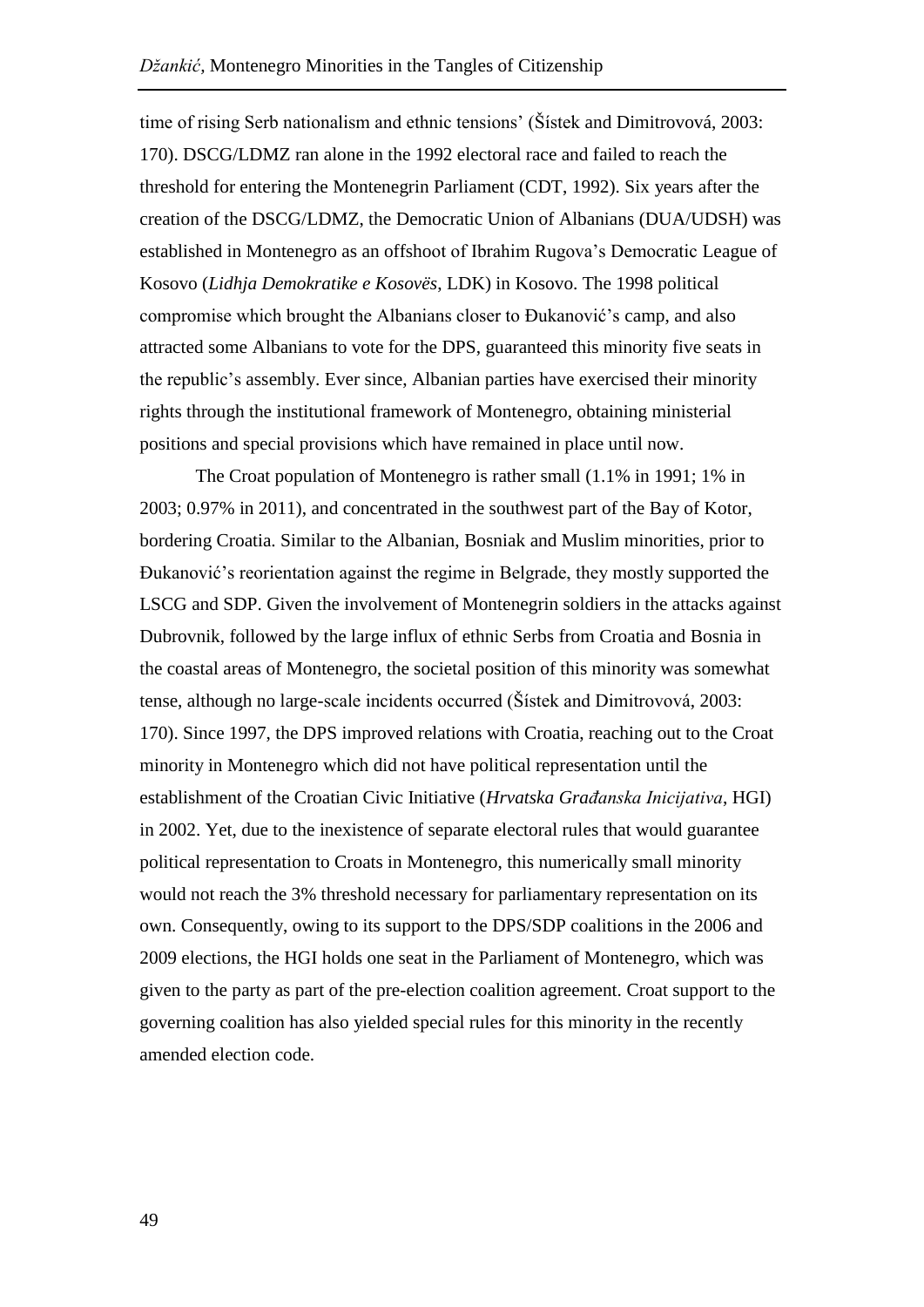time of rising Serb nationalism and ethnic tensions' (Šístek and Dimitrovová, 2003: 170). DSCG/LDMZ ran alone in the 1992 electoral race and failed to reach the threshold for entering the Montenegrin Parliament (CDT, 1992). Six years after the creation of the DSCG/LDMZ, the Democratic Union of Albanians (DUA/UDSH) was established in Montenegro as an offshoot of Ibrahim Rugova's Democratic League of Kosovo (*Lidhja Demokratike e Kosovës*, LDK) in Kosovo. The 1998 political compromise which brought the Albanians closer to Đukanović's camp, and also attracted some Albanians to vote for the DPS, guaranteed this minority five seats in the republic's assembly. Ever since, Albanian parties have exercised their minority rights through the institutional framework of Montenegro, obtaining ministerial positions and special provisions which have remained in place until now.

The Croat population of Montenegro is rather small (1.1% in 1991; 1% in 2003; 0.97% in 2011), and concentrated in the southwest part of the Bay of Kotor, bordering Croatia. Similar to the Albanian, Bosniak and Muslim minorities, prior to Đukanović's reorientation against the regime in Belgrade, they mostly supported the LSCG and SDP. Given the involvement of Montenegrin soldiers in the attacks against Dubrovnik, followed by the large influx of ethnic Serbs from Croatia and Bosnia in the coastal areas of Montenegro, the societal position of this minority was somewhat tense, although no large-scale incidents occurred (Šístek and Dimitrovová, 2003: 170). Since 1997, the DPS improved relations with Croatia, reaching out to the Croat minority in Montenegro which did not have political representation until the establishment of the Croatian Civic Initiative (*Hrvatska Građanska Inicijativa*, HGI) in 2002. Yet, due to the inexistence of separate electoral rules that would guarantee political representation to Croats in Montenegro, this numerically small minority would not reach the 3% threshold necessary for parliamentary representation on its own. Consequently, owing to its support to the DPS/SDP coalitions in the 2006 and 2009 elections, the HGI holds one seat in the Parliament of Montenegro, which was given to the party as part of the pre-election coalition agreement. Croat support to the governing coalition has also yielded special rules for this minority in the recently amended election code.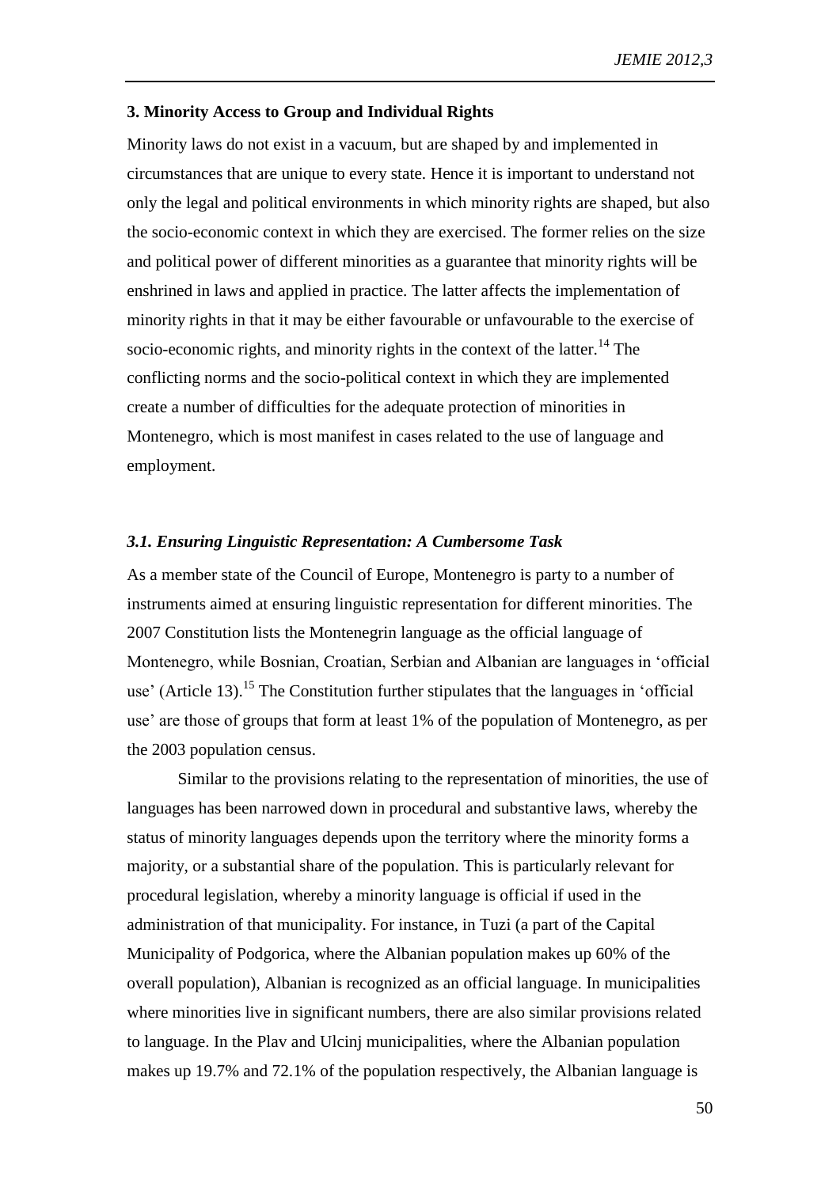### 3. Minority Access to Group and Individual Rights

Minority laws do not exist in a vacuum, but are shaped by and implemented in circumstances that are unique to every state. Hence it is important to understand not only the legal and political environments in which minority rights are shaped, but also the socio-economic context in which they are exercised. The former relies on the size and political power of different minorities as a guarantee that minority rights will be enshrined in laws and applied in practice. The latter affects the implementation of minority rights in that it may be either favourable or unfavourable to the exercise of socio-economic rights, and minority rights in the context of the latter.[14] The conflicting norms and the socio-political context in which they are implemented create a number of difficulties for the adequate protection of minorities in Montenegro, which is most manifest in cases related to the use of language and employment.

#### *3.1. Ensuring Linguistic Representation: A Cumbersome Task*

As a member state of the Council of Europe, Montenegro is party to a number of instruments aimed at ensuring linguistic representation for different minorities. The 2007 Constitution lists the Montenegrin language as the official language of Montenegro, while Bosnian, Croatian, Serbian and Albanian are languages in 'official use' (Article 13).[15] The Constitution further stipulates that the languages in 'official use' are those of groups that form at least 1% of the population of Montenegro, as per the 2003 population census.

Similar to the provisions relating to the representation of minorities, the use of languages has been narrowed down in procedural and substantive laws, whereby the status of minority languages depends upon the territory where the minority forms a majority, or a substantial share of the population. This is particularly relevant for procedural legislation, whereby a minority language is official if used in the administration of that municipality. For instance, in Tuzi (a part of the Capital Municipality of Podgorica, where the Albanian population makes up 60% of the overall population), Albanian is recognized as an official language. In municipalities where minorities live in significant numbers, there are also similar provisions related to language. In the Plav and Ulcinj municipalities, where the Albanian population makes up 19.7% and 72.1% of the population respectively, the Albanian language is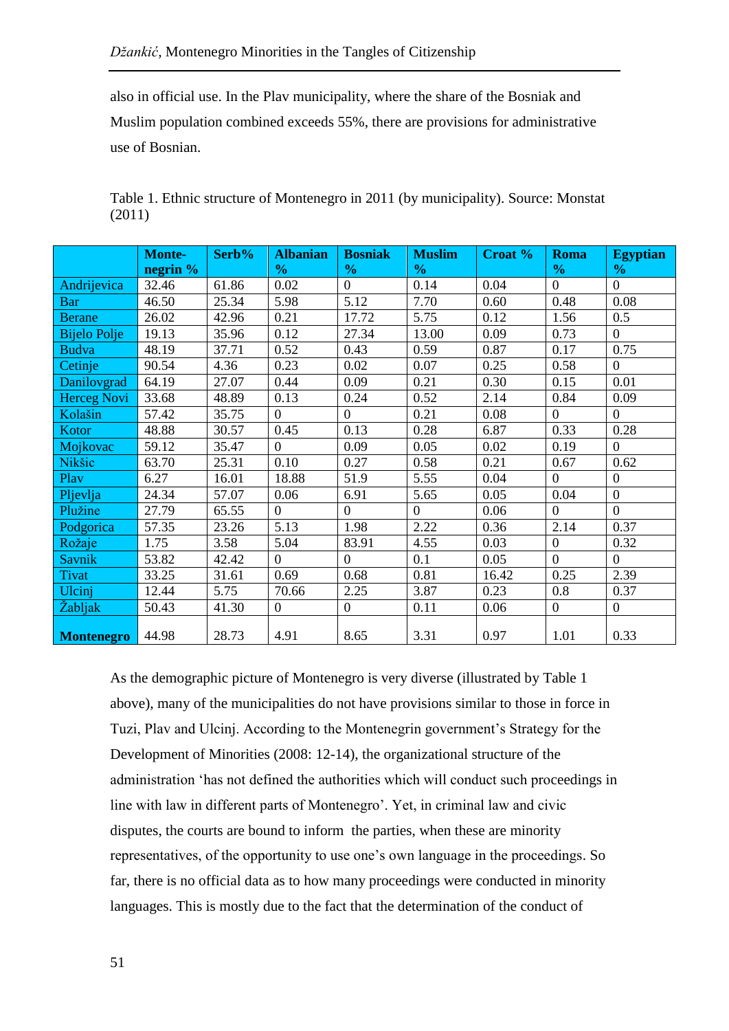also in official use. In the Plav municipality, where the share of the Bosniak and Muslim population combined exceeds 55%, there are provisions for administrative use of Bosnian.

Table 1. Ethnic structure of Montenegro in 2011 (by municipality). Source: Monstat (2011)

| | Monte-negrin % | Serb% | Albanian % | Bosniak % | Muslim % | Croat % | Roma % | Egyptian % |
|---|---|---|---|---|---|---|---|---|
| Andrijevica | 32.46 | 61.86 | 0.02 | 0 | 0.14 | 0.04 | 0 | 0 |
| Bar | 46.50 | 25.34 | 5.98 | 5.12 | 7.70 | 0.60 | 0.48 | 0.08 |
| Berane | 26.02 | 42.96 | 0.21 | 17.72 | 5.75 | 0.12 | 1.56 | 0.5 |
| Bijelo Polje | 19.13 | 35.96 | 0.12 | 27.34 | 13.00 | 0.09 | 0.73 | 0 |
| Budva | 48.19 | 37.71 | 0.52 | 0.43 | 0.59 | 0.87 | 0.17 | 0.75 |
| Cetinje | 90.54 | 4.36 | 0.23 | 0.02 | 0.07 | 0.25 | 0.58 | 0 |
| Danilovgrad | 64.19 | 27.07 | 0.44 | 0.09 | 0.21 | 0.30 | 0.15 | 0.01 |
| Herceg Novi | 33.68 | 48.89 | 0.13 | 0.24 | 0.52 | 2.14 | 0.84 | 0.09 |
| Kolašin | 57.42 | 35.75 | 0 | 0 | 0.21 | 0.08 | 0 | 0 |
| Kotor | 48.88 | 30.57 | 0.45 | 0.13 | 0.28 | 6.87 | 0.33 | 0.28 |
| Mojkovac | 59.12 | 35.47 | 0 | 0.09 | 0.05 | 0.02 | 0.19 | 0 |
| Nikšic | 63.70 | 25.31 | 0.10 | 0.27 | 0.58 | 0.21 | 0.67 | 0.62 |
| Plav | 6.27 | 16.01 | 18.88 | 51.9 | 5.55 | 0.04 | 0 | 0 |
| Pljevlja | 24.34 | 57.07 | 0.06 | 6.91 | 5.65 | 0.05 | 0.04 | 0 |
| Plužine | 27.79 | 65.55 | 0 | 0 | 0 | 0.06 | 0 | 0 |
| Podgorica | 57.35 | 23.26 | 5.13 | 1.98 | 2.22 | 0.36 | 2.14 | 0.37 |
| Rožaje | 1.75 | 3.58 | 5.04 | 83.91 | 4.55 | 0.03 | 0 | 0.32 |
| Savnik | 53.82 | 42.42 | 0 | 0 | 0.1 | 0.05 | 0 | 0 |
| Tivat | 33.25 | 31.61 | 0.69 | 0.68 | 0.81 | 16.42 | 0.25 | 2.39 |
| Ulcinj | 12.44 | 5.75 | 70.66 | 2.25 | 3.87 | 0.23 | 0.8 | 0.37 |
| Žabljak | 50.43 | 41.30 | 0 | 0 | 0.11 | 0.06 | 0 | 0 |
| **Montenegro** | 44.98 | 28.73 | 4.91 | 8.65 | 3.31 | 0.97 | 1.01 | 0.33 |

As the demographic picture of Montenegro is very diverse (illustrated by Table 1 above), many of the municipalities do not have provisions similar to those in force in Tuzi, Plav and Ulcinj. According to the Montenegrin government's Strategy for the Development of Minorities (2008: 12-14), the organizational structure of the administration 'has not defined the authorities which will conduct such proceedings in line with law in different parts of Montenegro'. Yet, in criminal law and civic disputes, the courts are bound to inform the parties, when these are minority representatives, of the opportunity to use one's own language in the proceedings. So far, there is no official data as to how many proceedings were conducted in minority languages. This is mostly due to the fact that the determination of the conduct of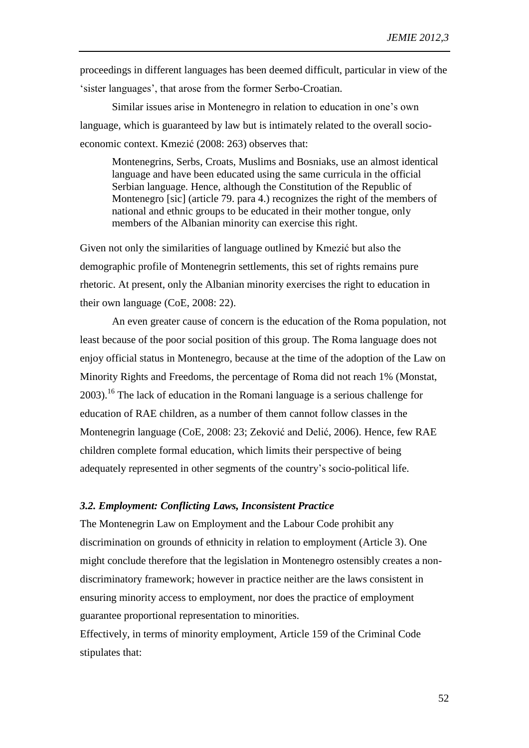proceedings in different languages has been deemed difficult, particular in view of the 'sister languages', that arose from the former Serbo-Croatian.

Similar issues arise in Montenegro in relation to education in one's own language, which is guaranteed by law but is intimately related to the overall socio-economic context. Kmezić (2008: 263) observes that:

> Montenegrins, Serbs, Croats, Muslims and Bosniaks, use an almost identical language and have been educated using the same curricula in the official Serbian language. Hence, although the Constitution of the Republic of Montenegro [sic] (article 79. para 4.) recognizes the right of the members of national and ethnic groups to be educated in their mother tongue, only members of the Albanian minority can exercise this right.

Given not only the similarities of language outlined by Kmezić but also the demographic profile of Montenegrin settlements, this set of rights remains pure rhetoric. At present, only the Albanian minority exercises the right to education in their own language (CoE, 2008: 22).

An even greater cause of concern is the education of the Roma population, not least because of the poor social position of this group. The Roma language does not enjoy official status in Montenegro, because at the time of the adoption of the Law on Minority Rights and Freedoms, the percentage of Roma did not reach 1% (Monstat, 2003).[16] The lack of education in the Romani language is a serious challenge for education of RAE children, as a number of them cannot follow classes in the Montenegrin language (CoE, 2008: 23; Zeković and Delić, 2006). Hence, few RAE children complete formal education, which limits their perspective of being adequately represented in other segments of the country's socio-political life.

### *3.2. Employment: Conflicting Laws, Inconsistent Practice*

The Montenegrin Law on Employment and the Labour Code prohibit any discrimination on grounds of ethnicity in relation to employment (Article 3). One might conclude therefore that the legislation in Montenegro ostensibly creates a non-discriminatory framework; however in practice neither are the laws consistent in ensuring minority access to employment, nor does the practice of employment guarantee proportional representation to minorities.

Effectively, in terms of minority employment, Article 159 of the Criminal Code stipulates that: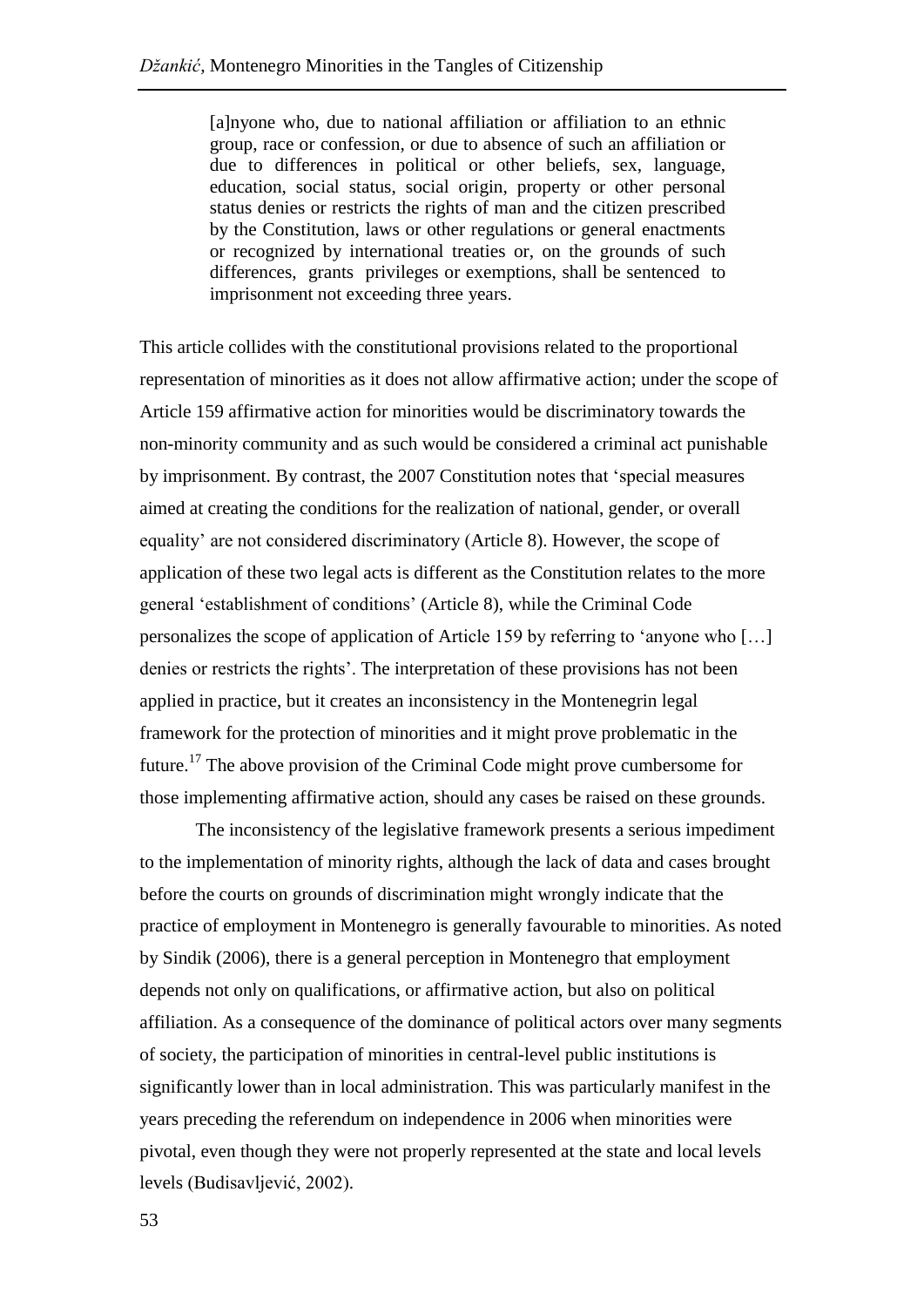> [a]nyone who, due to national affiliation or affiliation to an ethnic group, race or confession, or due to absence of such an affiliation or due to differences in political or other beliefs, sex, language, education, social status, social origin, property or other personal status denies or restricts the rights of man and the citizen prescribed by the Constitution, laws or other regulations or general enactments or recognized by international treaties or, on the grounds of such differences, grants privileges or exemptions, shall be sentenced to imprisonment not exceeding three years.

This article collides with the constitutional provisions related to the proportional representation of minorities as it does not allow affirmative action; under the scope of Article 159 affirmative action for minorities would be discriminatory towards the non-minority community and as such would be considered a criminal act punishable by imprisonment. By contrast, the 2007 Constitution notes that 'special measures aimed at creating the conditions for the realization of national, gender, or overall equality' are not considered discriminatory (Article 8). However, the scope of application of these two legal acts is different as the Constitution relates to the more general 'establishment of conditions' (Article 8), while the Criminal Code personalizes the scope of application of Article 159 by referring to 'anyone who […] denies or restricts the rights'. The interpretation of these provisions has not been applied in practice, but it creates an inconsistency in the Montenegrin legal framework for the protection of minorities and it might prove problematic in the future.[17] The above provision of the Criminal Code might prove cumbersome for those implementing affirmative action, should any cases be raised on these grounds.

The inconsistency of the legislative framework presents a serious impediment to the implementation of minority rights, although the lack of data and cases brought before the courts on grounds of discrimination might wrongly indicate that the practice of employment in Montenegro is generally favourable to minorities. As noted by Sindik (2006), there is a general perception in Montenegro that employment depends not only on qualifications, or affirmative action, but also on political affiliation. As a consequence of the dominance of political actors over many segments of society, the participation of minorities in central-level public institutions is significantly lower than in local administration. This was particularly manifest in the years preceding the referendum on independence in 2006 when minorities were pivotal, even though they were not properly represented at the state and local levels levels (Budisavljević, 2002).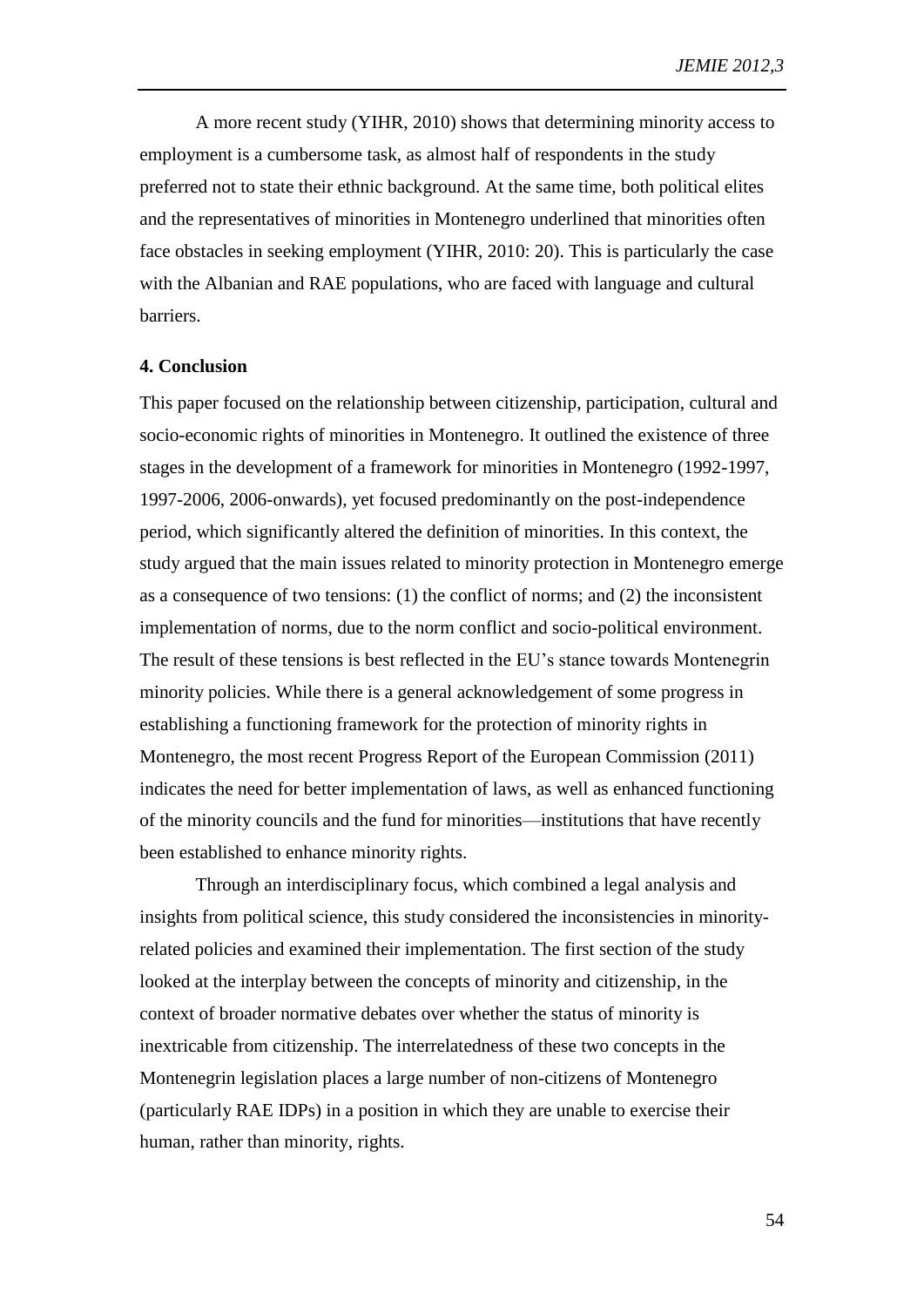A more recent study (YIHR, 2010) shows that determining minority access to employment is a cumbersome task, as almost half of respondents in the study preferred not to state their ethnic background. At the same time, both political elites and the representatives of minorities in Montenegro underlined that minorities often face obstacles in seeking employment (YIHR, 2010: 20). This is particularly the case with the Albanian and RAE populations, who are faced with language and cultural barriers.

## 4. Conclusion

This paper focused on the relationship between citizenship, participation, cultural and socio-economic rights of minorities in Montenegro. It outlined the existence of three stages in the development of a framework for minorities in Montenegro (1992-1997, 1997-2006, 2006-onwards), yet focused predominantly on the post-independence period, which significantly altered the definition of minorities. In this context, the study argued that the main issues related to minority protection in Montenegro emerge as a consequence of two tensions: (1) the conflict of norms; and (2) the inconsistent implementation of norms, due to the norm conflict and socio-political environment. The result of these tensions is best reflected in the EU's stance towards Montenegrin minority policies. While there is a general acknowledgement of some progress in establishing a functioning framework for the protection of minority rights in Montenegro, the most recent Progress Report of the European Commission (2011) indicates the need for better implementation of laws, as well as enhanced functioning of the minority councils and the fund for minorities—institutions that have recently been established to enhance minority rights.

Through an interdisciplinary focus, which combined a legal analysis and insights from political science, this study considered the inconsistencies in minority-related policies and examined their implementation. The first section of the study looked at the interplay between the concepts of minority and citizenship, in the context of broader normative debates over whether the status of minority is inextricable from citizenship. The interrelatedness of these two concepts in the Montenegrin legislation places a large number of non-citizens of Montenegro (particularly RAE IDPs) in a position in which they are unable to exercise their human, rather than minority, rights.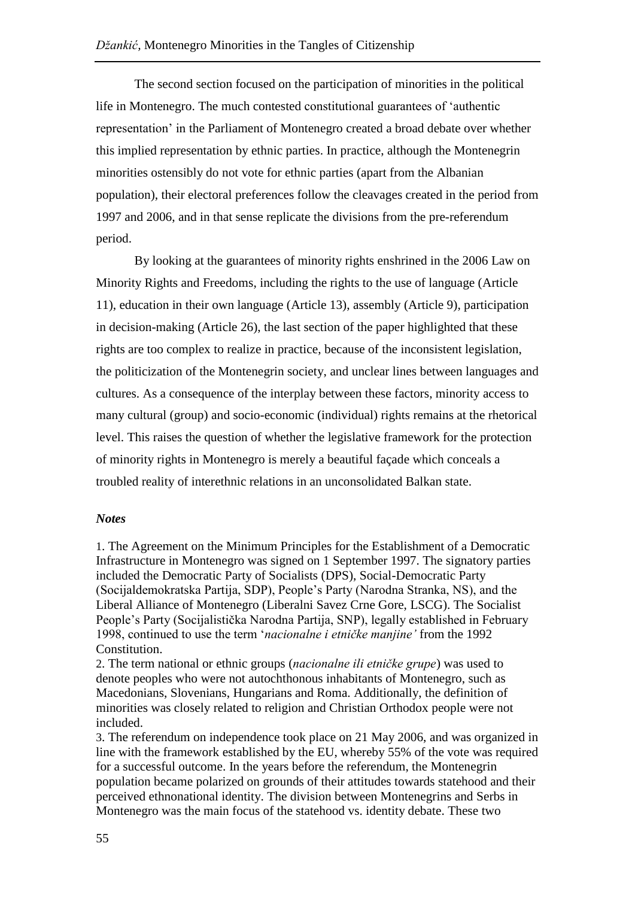The second section focused on the participation of minorities in the political life in Montenegro. The much contested constitutional guarantees of 'authentic representation' in the Parliament of Montenegro created a broad debate over whether this implied representation by ethnic parties. In practice, although the Montenegrin minorities ostensibly do not vote for ethnic parties (apart from the Albanian population), their electoral preferences follow the cleavages created in the period from 1997 and 2006, and in that sense replicate the divisions from the pre-referendum period.

By looking at the guarantees of minority rights enshrined in the 2006 Law on Minority Rights and Freedoms, including the rights to the use of language (Article 11), education in their own language (Article 13), assembly (Article 9), participation in decision-making (Article 26), the last section of the paper highlighted that these rights are too complex to realize in practice, because of the inconsistent legislation, the politicization of the Montenegrin society, and unclear lines between languages and cultures. As a consequence of the interplay between these factors, minority access to many cultural (group) and socio-economic (individual) rights remains at the rhetorical level. This raises the question of whether the legislative framework for the protection of minority rights in Montenegro is merely a beautiful façade which conceals a troubled reality of interethnic relations in an unconsolidated Balkan state.

### *Notes*

1. The Agreement on the Minimum Principles for the Establishment of a Democratic Infrastructure in Montenegro was signed on 1 September 1997. The signatory parties included the Democratic Party of Socialists (DPS), Social-Democratic Party (Socijaldemokratska Partija, SDP), People's Party (Narodna Stranka, NS), and the Liberal Alliance of Montenegro (Liberalni Savez Crne Gore, LSCG). The Socialist People's Party (Socijalistička Narodna Partija, SNP), legally established in February 1998, continued to use the term '*nacionalne i etničke manjine'* from the 1992 Constitution.
2. The term national or ethnic groups (*nacionalne ili etničke grupe*) was used to denote peoples who were not autochthonous inhabitants of Montenegro, such as Macedonians, Slovenians, Hungarians and Roma. Additionally, the definition of minorities was closely related to religion and Christian Orthodox people were not included.
3. The referendum on independence took place on 21 May 2006, and was organized in line with the framework established by the EU, whereby 55% of the vote was required for a successful outcome. In the years before the referendum, the Montenegrin population became polarized on grounds of their attitudes towards statehood and their perceived ethnonational identity. The division between Montenegrins and Serbs in Montenegro was the main focus of the statehood vs. identity debate. These two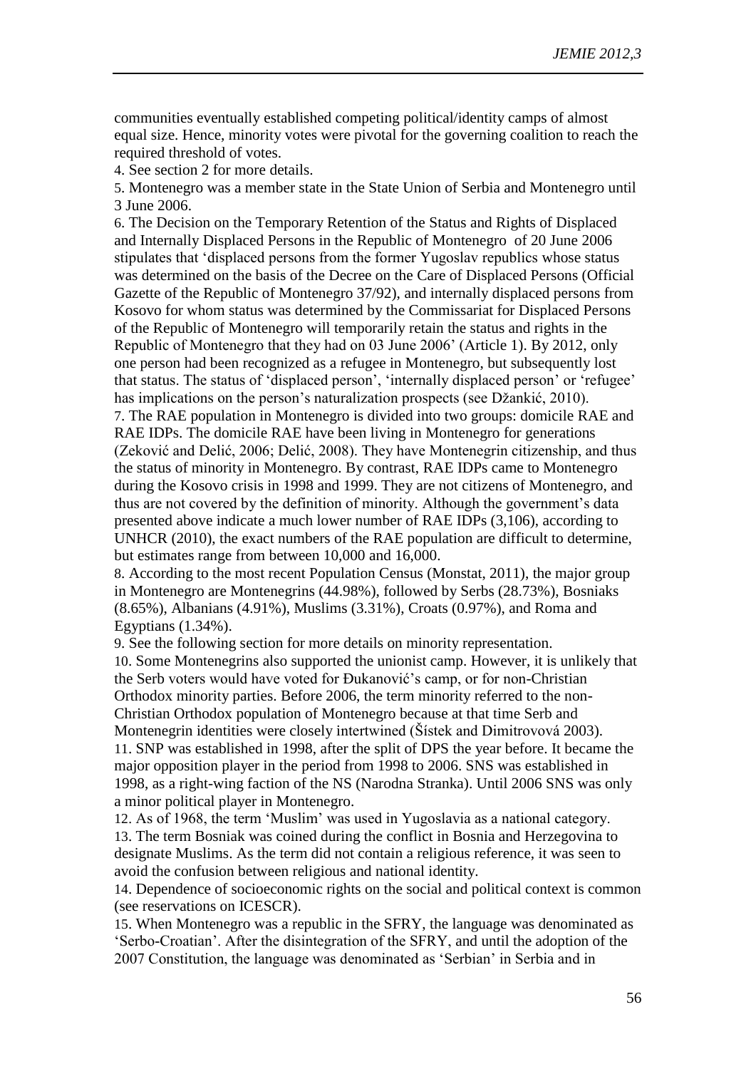communities eventually established competing political/identity camps of almost equal size. Hence, minority votes were pivotal for the governing coalition to reach the required threshold of votes.

4. See section 2 for more details.

5. Montenegro was a member state in the State Union of Serbia and Montenegro until 3 June 2006.

6. The Decision on the Temporary Retention of the Status and Rights of Displaced and Internally Displaced Persons in the Republic of Montenegro of 20 June 2006 stipulates that 'displaced persons from the former Yugoslav republics whose status was determined on the basis of the Decree on the Care of Displaced Persons (Official Gazette of the Republic of Montenegro 37/92), and internally displaced persons from Kosovo for whom status was determined by the Commissariat for Displaced Persons of the Republic of Montenegro will temporarily retain the status and rights in the Republic of Montenegro that they had on 03 June 2006' (Article 1). By 2012, only one person had been recognized as a refugee in Montenegro, but subsequently lost that status. The status of 'displaced person', 'internally displaced person' or 'refugee' has implications on the person's naturalization prospects (see Džankić, 2010).

7. The RAE population in Montenegro is divided into two groups: domicile RAE and RAE IDPs. The domicile RAE have been living in Montenegro for generations (Zeković and Delić, 2006; Delić, 2008). They have Montenegrin citizenship, and thus the status of minority in Montenegro. By contrast, RAE IDPs came to Montenegro during the Kosovo crisis in 1998 and 1999. They are not citizens of Montenegro, and thus are not covered by the definition of minority. Although the government's data presented above indicate a much lower number of RAE IDPs (3,106), according to UNHCR (2010), the exact numbers of the RAE population are difficult to determine, but estimates range from between 10,000 and 16,000.

8. According to the most recent Population Census (Monstat, 2011), the major group in Montenegro are Montenegrins (44.98%), followed by Serbs (28.73%), Bosniaks (8.65%), Albanians (4.91%), Muslims (3.31%), Croats (0.97%), and Roma and Egyptians (1.34%).

9. See the following section for more details on minority representation.

10. Some Montenegrins also supported the unionist camp. However, it is unlikely that the Serb voters would have voted for Đukanović's camp, or for non-Christian Orthodox minority parties. Before 2006, the term minority referred to the non-Christian Orthodox population of Montenegro because at that time Serb and Montenegrin identities were closely intertwined (Šístek and Dimitrovová 2003).

11. SNP was established in 1998, after the split of DPS the year before. It became the major opposition player in the period from 1998 to 2006. SNS was established in 1998, as a right-wing faction of the NS (Narodna Stranka). Until 2006 SNS was only a minor political player in Montenegro.

12. As of 1968, the term 'Muslim' was used in Yugoslavia as a national category.

13. The term Bosniak was coined during the conflict in Bosnia and Herzegovina to designate Muslims. As the term did not contain a religious reference, it was seen to avoid the confusion between religious and national identity.

14. Dependence of socioeconomic rights on the social and political context is common (see reservations on ICESCR).

15. When Montenegro was a republic in the SFRY, the language was denominated as 'Serbo-Croatian'. After the disintegration of the SFRY, and until the adoption of the 2007 Constitution, the language was denominated as 'Serbian' in Serbia and in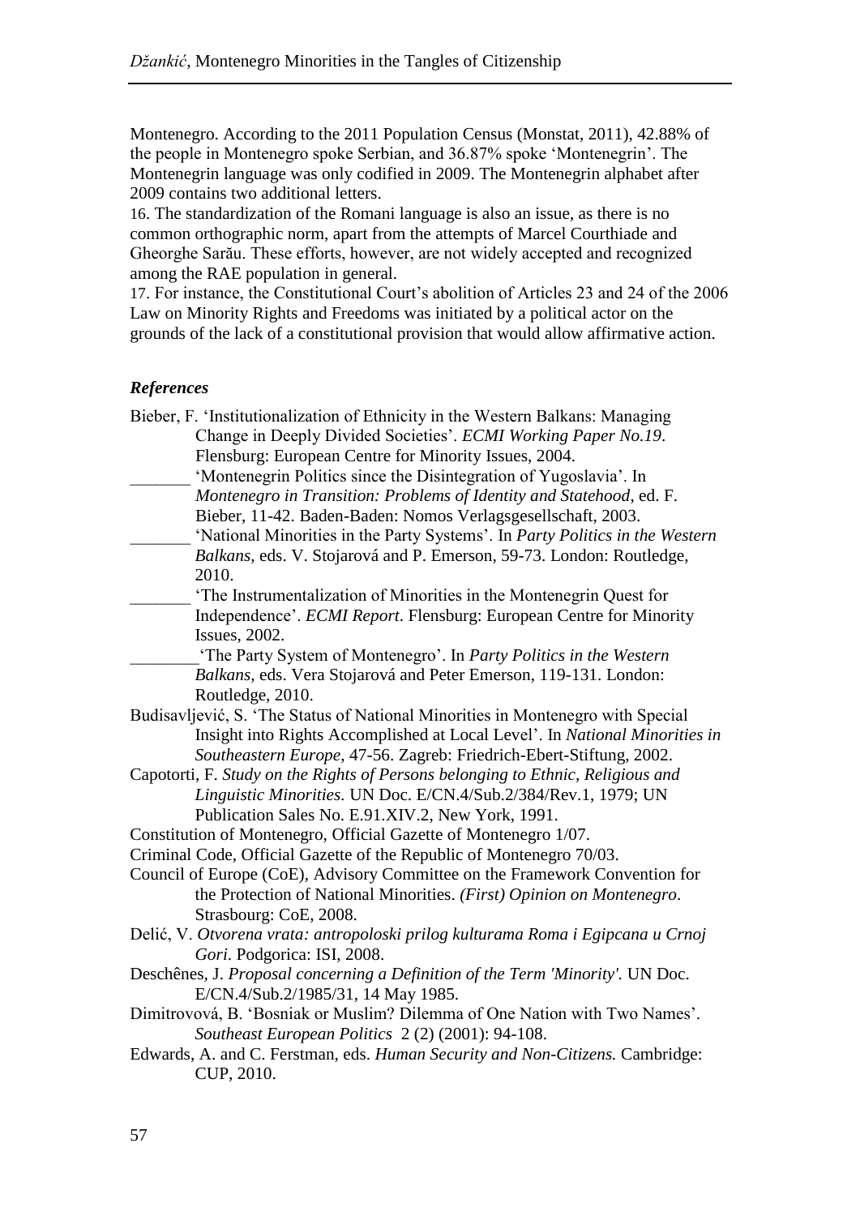Montenegro. According to the 2011 Population Census (Monstat, 2011), 42.88% of the people in Montenegro spoke Serbian, and 36.87% spoke 'Montenegrin'. The Montenegrin language was only codified in 2009. The Montenegrin alphabet after 2009 contains two additional letters.

16. The standardization of the Romani language is also an issue, as there is no common orthographic norm, apart from the attempts of Marcel Courthiade and Gheorghe Sarău. These efforts, however, are not widely accepted and recognized among the RAE population in general.

17. For instance, the Constitutional Court's abolition of Articles 23 and 24 of the 2006 Law on Minority Rights and Freedoms was initiated by a political actor on the grounds of the lack of a constitutional provision that would allow affirmative action.

### *References*

Bieber, F. 'Institutionalization of Ethnicity in the Western Balkans: Managing Change in Deeply Divided Societies'. *ECMI Working Paper No.19*. Flensburg: European Centre for Minority Issues, 2004.

_______ 'Montenegrin Politics since the Disintegration of Yugoslavia'. In *Montenegro in Transition: Problems of Identity and Statehood*, ed. F. Bieber, 11-42. Baden-Baden: Nomos Verlagsgesellschaft, 2003.

_______ 'National Minorities in the Party Systems'. In *Party Politics in the Western Balkans*, eds. V. Stojarová and P. Emerson, 59-73. London: Routledge, 2010.

_______ 'The Instrumentalization of Minorities in the Montenegrin Quest for Independence'. *ECMI Report*. Flensburg: European Centre for Minority Issues, 2002.

________'The Party System of Montenegro'. In *Party Politics in the Western Balkans*, eds. Vera Stojarová and Peter Emerson, 119-131. London: Routledge, 2010.

Budisavljević, S. 'The Status of National Minorities in Montenegro with Special Insight into Rights Accomplished at Local Level'. In *National Minorities in Southeastern Europe*, 47-56. Zagreb: Friedrich-Ebert-Stiftung, 2002.

Capotorti, F. *Study on the Rights of Persons belonging to Ethnic, Religious and Linguistic Minorities.* UN Doc. E/CN.4/Sub.2/384/Rev.1, 1979; UN Publication Sales No. E.91.XIV.2, New York, 1991.

Constitution of Montenegro, Official Gazette of Montenegro 1/07.

Criminal Code, Official Gazette of the Republic of Montenegro 70/03.

Council of Europe (CoE), Advisory Committee on the Framework Convention for the Protection of National Minorities. *(First) Opinion on Montenegro*. Strasbourg: CoE, 2008.

Delić, V. *Otvorena vrata: antropoloski prilog kulturama Roma i Egipcana u Crnoj Gori*. Podgorica: ISI, 2008.

Deschênes, J. *Proposal concerning a Definition of the Term 'Minority'.* UN Doc. E/CN.4/Sub.2/1985/31, 14 May 1985.

Dimitrovová, B. 'Bosniak or Muslim? Dilemma of One Nation with Two Names'. *Southeast European Politics* 2 (2) (2001): 94-108.

Edwards, A. and C. Ferstman, eds. *Human Security and Non-Citizens.* Cambridge: CUP, 2010.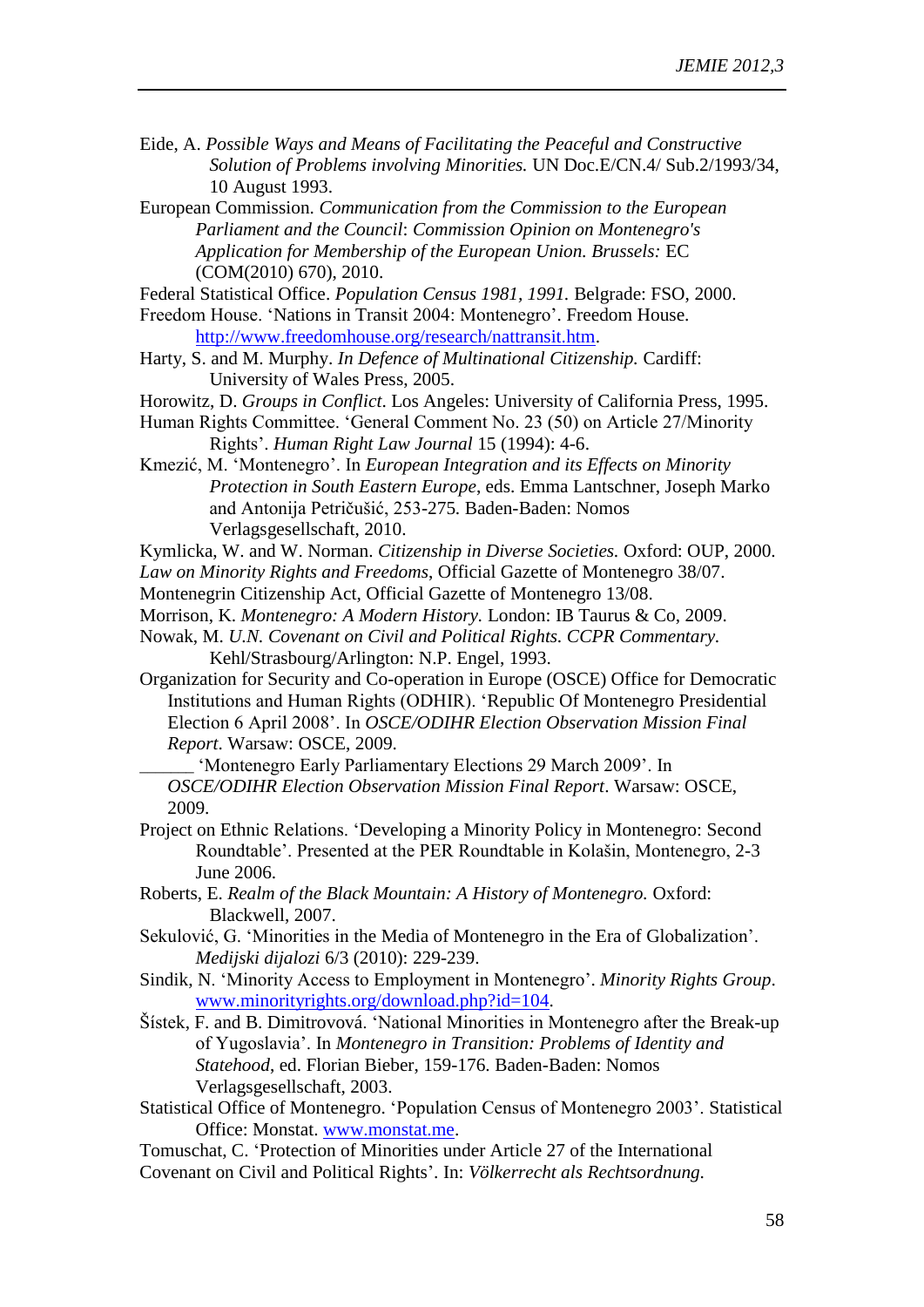Eide, A. *Possible Ways and Means of Facilitating the Peaceful and Constructive Solution of Problems involving Minorities.* UN Doc.E/CN.4/ Sub.2/1993/34, 10 August 1993.

European Commission. *Communication from the Commission to the European Parliament and the Council*: *Commission Opinion on Montenegro's Application for Membership of the European Union. Brussels:* EC (COM(2010) 670), 2010.

Federal Statistical Office. *Population Census 1981, 1991.* Belgrade: FSO, 2000.

Freedom House. 'Nations in Transit 2004: Montenegro'. Freedom House. http://www.freedomhouse.org/research/nattransit.htm.

Harty, S. and M. Murphy. *In Defence of Multinational Citizenship.* Cardiff: University of Wales Press, 2005.

Horowitz, D. *Groups in Conflict*. Los Angeles: University of California Press, 1995.

Human Rights Committee. 'General Comment No. 23 (50) on Article 27/Minority Rights'. *Human Right Law Journal* 15 (1994): 4-6.

Kmezić, M. 'Montenegro'. In *European Integration and its Effects on Minority Protection in South Eastern Europe*, eds. Emma Lantschner, Joseph Marko and Antonija Petričušić, 253-275. Baden-Baden: Nomos Verlagsgesellschaft, 2010.

Kymlicka, W. and W. Norman. *Citizenship in Diverse Societies.* Oxford: OUP, 2000.

*Law on Minority Rights and Freedoms*, Official Gazette of Montenegro 38/07.

Montenegrin Citizenship Act, Official Gazette of Montenegro 13/08.

Morrison, K. *Montenegro: A Modern History.* London: IB Taurus & Co, 2009.

Nowak, M. *U.N. Covenant on Civil and Political Rights. CCPR Commentary.* Kehl/Strasbourg/Arlington: N.P. Engel, 1993.

Organization for Security and Co-operation in Europe (OSCE) Office for Democratic Institutions and Human Rights (ODHIR). 'Republic Of Montenegro Presidential Election 6 April 2008'. In *OSCE/ODIHR Election Observation Mission Final Report*. Warsaw: OSCE, 2009.

______ 'Montenegro Early Parliamentary Elections 29 March 2009'. In *OSCE/ODIHR Election Observation Mission Final Report*. Warsaw: OSCE, 2009.

Project on Ethnic Relations. 'Developing a Minority Policy in Montenegro: Second Roundtable'. Presented at the PER Roundtable in Kolašin, Montenegro, 2-3 June 2006.

Roberts, E. *Realm of the Black Mountain: A History of Montenegro.* Oxford: Blackwell, 2007.

Sekulović, G. 'Minorities in the Media of Montenegro in the Era of Globalization'. *Medijski dijalozi* 6/3 (2010): 229-239.

Sindik, N. 'Minority Access to Employment in Montenegro'. *Minority Rights Group*. www.minorityrights.org/download.php?id=104.

Šístek, F. and B. Dimitrovová. 'National Minorities in Montenegro after the Break-up of Yugoslavia'. In *Montenegro in Transition: Problems of Identity and Statehood*, ed. Florian Bieber, 159-176. Baden-Baden: Nomos Verlagsgesellschaft, 2003.

Statistical Office of Montenegro. 'Population Census of Montenegro 2003'. Statistical Office: Monstat. www.monstat.me.

Tomuschat, C. 'Protection of Minorities under Article 27 of the International Covenant on Civil and Political Rights'. In: *Völkerrecht als Rechtsordnung*.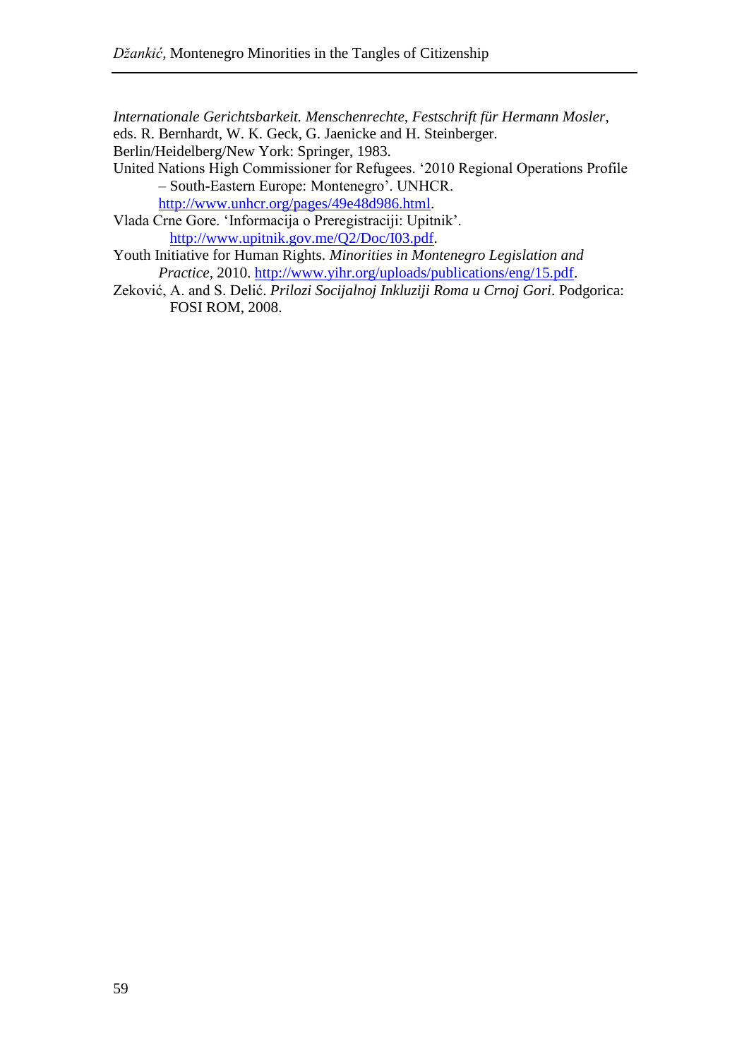*Internationale Gerichtsbarkeit. Menschenrechte, Festschrift für Hermann Mosler*, eds. R. Bernhardt, W. K. Geck, G. Jaenicke and H. Steinberger. Berlin/Heidelberg/New York: Springer, 1983.

United Nations High Commissioner for Refugees. '2010 Regional Operations Profile – South-Eastern Europe: Montenegro'. UNHCR. http://www.unhcr.org/pages/49e48d986.html.

Vlada Crne Gore. 'Informacija o Preregistraciji: Upitnik'. http://www.upitnik.gov.me/Q2/Doc/I03.pdf.

Youth Initiative for Human Rights. *Minorities in Montenegro Legislation and Practice*, 2010. http://www.yihr.org/uploads/publications/eng/15.pdf.

Zeković, A. and S. Delić. *Prilozi Socijalnoj Inkluziji Roma u Crnoj Gori*. Podgorica: FOSI ROM, 2008.